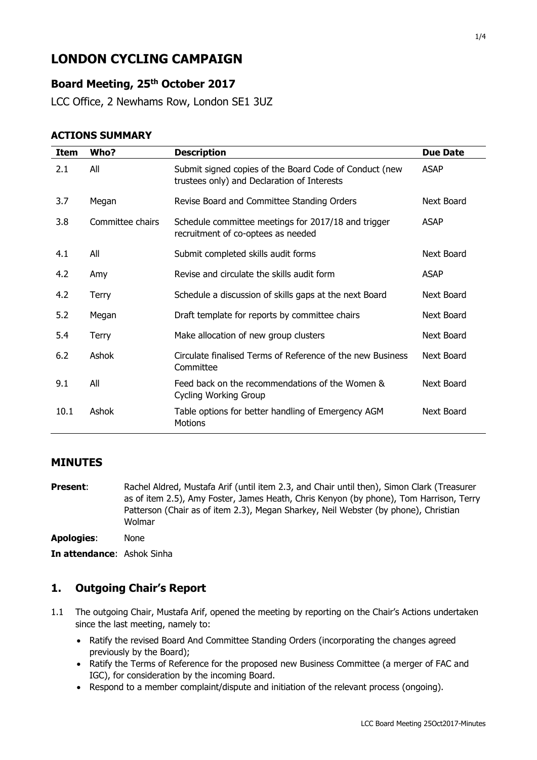# LONDON CYCLING CAMPAIGN

## Board Meeting, 25th October 2017

LCC Office, 2 Newhams Row, London SE1 3UZ

### ACTIONS SUMMARY

| Item | Who? | Description | Due Date |
|---|---|---|---|
| 2.1 | All | Submit signed copies of the Board Code of Conduct (new trustees only) and Declaration of Interests | ASAP |
| 3.7 | Megan | Revise Board and Committee Standing Orders | Next Board |
| 3.8 | Committee chairs | Schedule committee meetings for 2017/18 and trigger recruitment of co-optees as needed | ASAP |
| 4.1 | All | Submit completed skills audit forms | Next Board |
| 4.2 | Amy | Revise and circulate the skills audit form | ASAP |
| 4.2 | Terry | Schedule a discussion of skills gaps at the next Board | Next Board |
| 5.2 | Megan | Draft template for reports by committee chairs | Next Board |
| 5.4 | Terry | Make allocation of new group clusters | Next Board |
| 6.2 | Ashok | Circulate finalised Terms of Reference of the new Business Committee | Next Board |
| 9.1 | All | Feed back on the recommendations of the Women & Cycling Working Group | Next Board |
| 10.1 | Ashok | Table options for better handling of Emergency AGM Motions | Next Board |

## MINUTES

**Present**: Rachel Aldred, Mustafa Arif (until item 2.3, and Chair until then), Simon Clark (Treasurer as of item 2.5), Amy Foster, James Heath, Chris Kenyon (by phone), Tom Harrison, Terry Patterson (Chair as of item 2.3), Megan Sharkey, Neil Webster (by phone), Christian Wolmar

**Apologies**: None

**In attendance**: Ashok Sinha

## 1. Outgoing Chair's Report

1.1 The outgoing Chair, Mustafa Arif, opened the meeting by reporting on the Chair's Actions undertaken since the last meeting, namely to:

- Ratify the revised Board And Committee Standing Orders (incorporating the changes agreed previously by the Board);
- Ratify the Terms of Reference for the proposed new Business Committee (a merger of FAC and IGC), for consideration by the incoming Board.
- Respond to a member complaint/dispute and initiation of the relevant process (ongoing).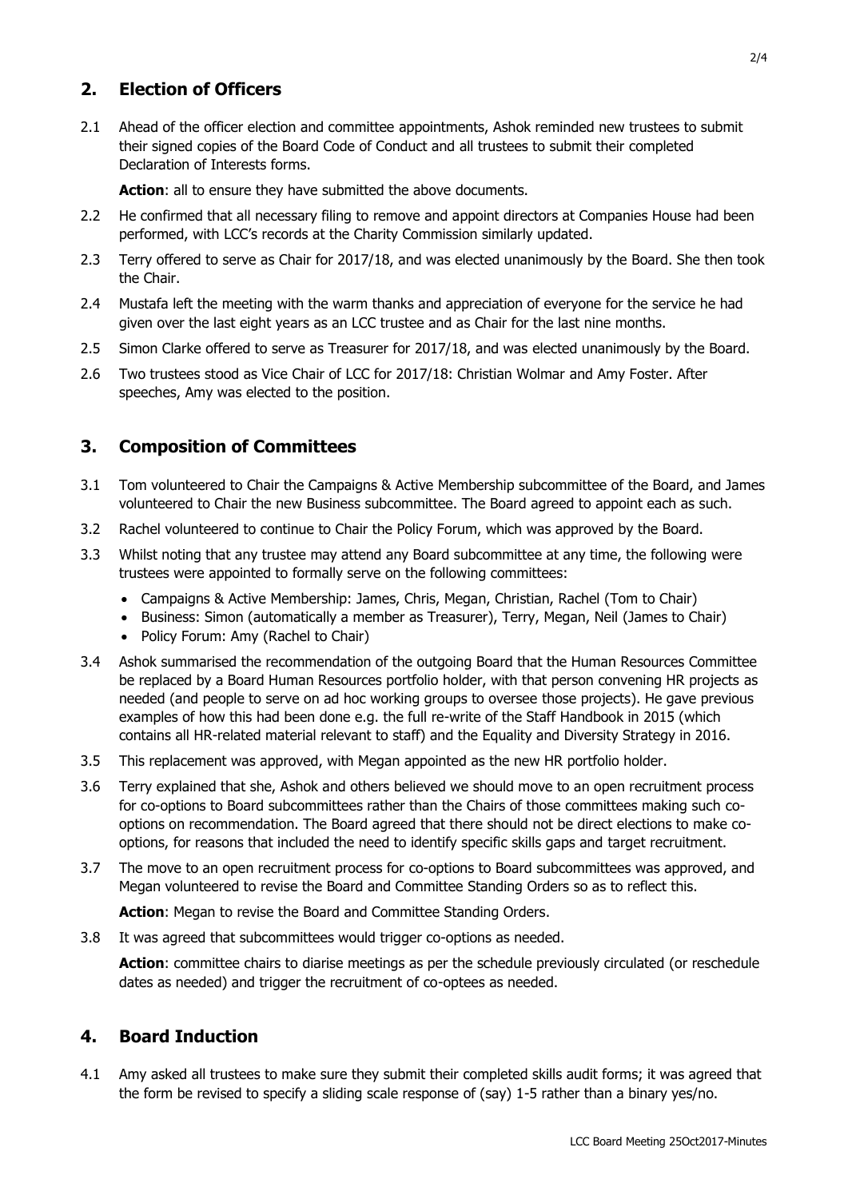## 2. Election of Officers

2.1 Ahead of the officer election and committee appointments, Ashok reminded new trustees to submit their signed copies of the Board Code of Conduct and all trustees to submit their completed Declaration of Interests forms.

**Action**: all to ensure they have submitted the above documents.

2.2 He confirmed that all necessary filing to remove and appoint directors at Companies House had been performed, with LCC's records at the Charity Commission similarly updated.

2.3 Terry offered to serve as Chair for 2017/18, and was elected unanimously by the Board. She then took the Chair.

2.4 Mustafa left the meeting with the warm thanks and appreciation of everyone for the service he had given over the last eight years as an LCC trustee and as Chair for the last nine months.

2.5 Simon Clarke offered to serve as Treasurer for 2017/18, and was elected unanimously by the Board.

2.6 Two trustees stood as Vice Chair of LCC for 2017/18: Christian Wolmar and Amy Foster. After speeches, Amy was elected to the position.

## 3. Composition of Committees

3.1 Tom volunteered to Chair the Campaigns & Active Membership subcommittee of the Board, and James volunteered to Chair the new Business subcommittee. The Board agreed to appoint each as such.

3.2 Rachel volunteered to continue to Chair the Policy Forum, which was approved by the Board.

3.3 Whilst noting that any trustee may attend any Board subcommittee at any time, the following were trustees were appointed to formally serve on the following committees:

- Campaigns & Active Membership: James, Chris, Megan, Christian, Rachel (Tom to Chair)
- Business: Simon (automatically a member as Treasurer), Terry, Megan, Neil (James to Chair)
- Policy Forum: Amy (Rachel to Chair)

3.4 Ashok summarised the recommendation of the outgoing Board that the Human Resources Committee be replaced by a Board Human Resources portfolio holder, with that person convening HR projects as needed (and people to serve on ad hoc working groups to oversee those projects). He gave previous examples of how this had been done e.g. the full re-write of the Staff Handbook in 2015 (which contains all HR-related material relevant to staff) and the Equality and Diversity Strategy in 2016.

3.5 This replacement was approved, with Megan appointed as the new HR portfolio holder.

3.6 Terry explained that she, Ashok and others believed we should move to an open recruitment process for co-options to Board subcommittees rather than the Chairs of those committees making such co-options on recommendation. The Board agreed that there should not be direct elections to make co-options, for reasons that included the need to identify specific skills gaps and target recruitment.

3.7 The move to an open recruitment process for co-options to Board subcommittees was approved, and Megan volunteered to revise the Board and Committee Standing Orders so as to reflect this.

**Action**: Megan to revise the Board and Committee Standing Orders.

3.8 It was agreed that subcommittees would trigger co-options as needed.

**Action**: committee chairs to diarise meetings as per the schedule previously circulated (or reschedule dates as needed) and trigger the recruitment of co-optees as needed.

## 4. Board Induction

4.1 Amy asked all trustees to make sure they submit their completed skills audit forms; it was agreed that the form be revised to specify a sliding scale response of (say) 1-5 rather than a binary yes/no.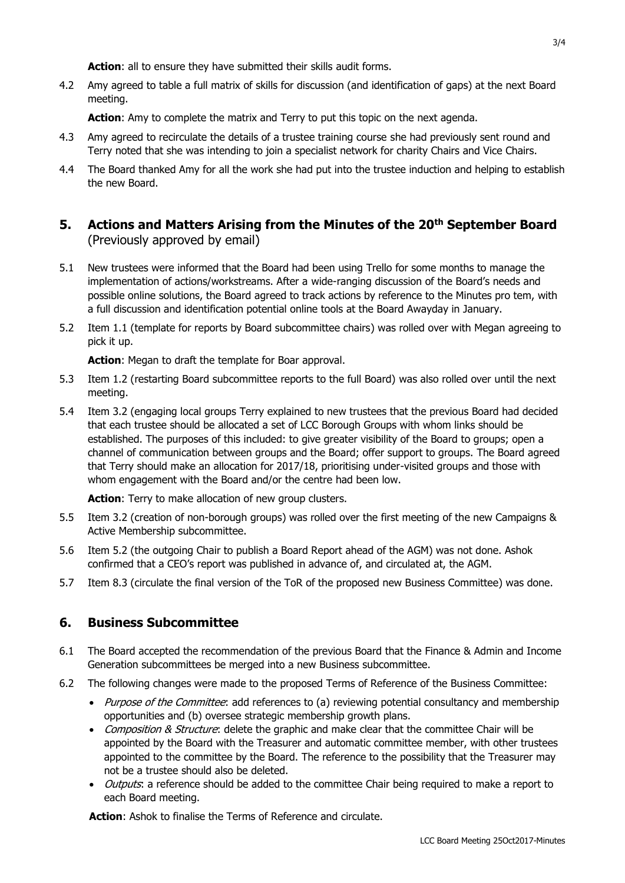**Action**: all to ensure they have submitted their skills audit forms.

4.2 Amy agreed to table a full matrix of skills for discussion (and identification of gaps) at the next Board meeting.

**Action**: Amy to complete the matrix and Terry to put this topic on the next agenda.

4.3 Amy agreed to recirculate the details of a trustee training course she had previously sent round and Terry noted that she was intending to join a specialist network for charity Chairs and Vice Chairs.

4.4 The Board thanked Amy for all the work she had put into the trustee induction and helping to establish the new Board.

## 5. Actions and Matters Arising from the Minutes of the 20th September Board (Previously approved by email)

5.1 New trustees were informed that the Board had been using Trello for some months to manage the implementation of actions/workstreams. After a wide-ranging discussion of the Board's needs and possible online solutions, the Board agreed to track actions by reference to the Minutes pro tem, with a full discussion and identification potential online tools at the Board Awayday in January.

5.2 Item 1.1 (template for reports by Board subcommittee chairs) was rolled over with Megan agreeing to pick it up.

**Action**: Megan to draft the template for Boar approval.

5.3 Item 1.2 (restarting Board subcommittee reports to the full Board) was also rolled over until the next meeting.

5.4 Item 3.2 (engaging local groups Terry explained to new trustees that the previous Board had decided that each trustee should be allocated a set of LCC Borough Groups with whom links should be established. The purposes of this included: to give greater visibility of the Board to groups; open a channel of communication between groups and the Board; offer support to groups. The Board agreed that Terry should make an allocation for 2017/18, prioritising under-visited groups and those with whom engagement with the Board and/or the centre had been low.

**Action**: Terry to make allocation of new group clusters.

5.5 Item 3.2 (creation of non-borough groups) was rolled over the first meeting of the new Campaigns & Active Membership subcommittee.

5.6 Item 5.2 (the outgoing Chair to publish a Board Report ahead of the AGM) was not done. Ashok confirmed that a CEO's report was published in advance of, and circulated at, the AGM.

5.7 Item 8.3 (circulate the final version of the ToR of the proposed new Business Committee) was done.

## 6. Business Subcommittee

6.1 The Board accepted the recommendation of the previous Board that the Finance & Admin and Income Generation subcommittees be merged into a new Business subcommittee.

6.2 The following changes were made to the proposed Terms of Reference of the Business Committee:

- *Purpose of the Committee*: add references to (a) reviewing potential consultancy and membership opportunities and (b) oversee strategic membership growth plans.
- *Composition & Structure*: delete the graphic and make clear that the committee Chair will be appointed by the Board with the Treasurer and automatic committee member, with other trustees appointed to the committee by the Board. The reference to the possibility that the Treasurer may not be a trustee should also be deleted.
- *Outputs*: a reference should be added to the committee Chair being required to make a report to each Board meeting.

**Action**: Ashok to finalise the Terms of Reference and circulate.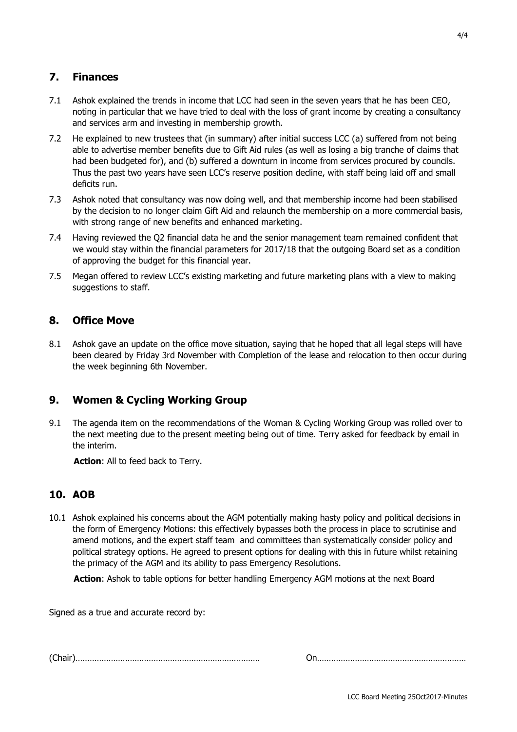## 7. Finances

7.1 Ashok explained the trends in income that LCC had seen in the seven years that he has been CEO, noting in particular that we have tried to deal with the loss of grant income by creating a consultancy and services arm and investing in membership growth.

7.2 He explained to new trustees that (in summary) after initial success LCC (a) suffered from not being able to advertise member benefits due to Gift Aid rules (as well as losing a big tranche of claims that had been budgeted for), and (b) suffered a downturn in income from services procured by councils. Thus the past two years have seen LCC's reserve position decline, with staff being laid off and small deficits run.

7.3 Ashok noted that consultancy was now doing well, and that membership income had been stabilised by the decision to no longer claim Gift Aid and relaunch the membership on a more commercial basis, with strong range of new benefits and enhanced marketing.

7.4 Having reviewed the Q2 financial data he and the senior management team remained confident that we would stay within the financial parameters for 2017/18 that the outgoing Board set as a condition of approving the budget for this financial year.

7.5 Megan offered to review LCC's existing marketing and future marketing plans with a view to making suggestions to staff.

## 8. Office Move

8.1 Ashok gave an update on the office move situation, saying that he hoped that all legal steps will have been cleared by Friday 3rd November with Completion of the lease and relocation to then occur during the week beginning 6th November.

## 9. Women & Cycling Working Group

9.1 The agenda item on the recommendations of the Woman & Cycling Working Group was rolled over to the next meeting due to the present meeting being out of time. Terry asked for feedback by email in the interim.

**Action**: All to feed back to Terry.

## 10. AOB

10.1 Ashok explained his concerns about the AGM potentially making hasty policy and political decisions in the form of Emergency Motions: this effectively bypasses both the process in place to scrutinise and amend motions, and the expert staff team and committees than systematically consider policy and political strategy options. He agreed to present options for dealing with this in future whilst retaining the primacy of the AGM and its ability to pass Emergency Resolutions.

**Action**: Ashok to table options for better handling Emergency AGM motions at the next Board

Signed as a true and accurate record by:

(Chair)………………………………………………………………… On……………………………………………………